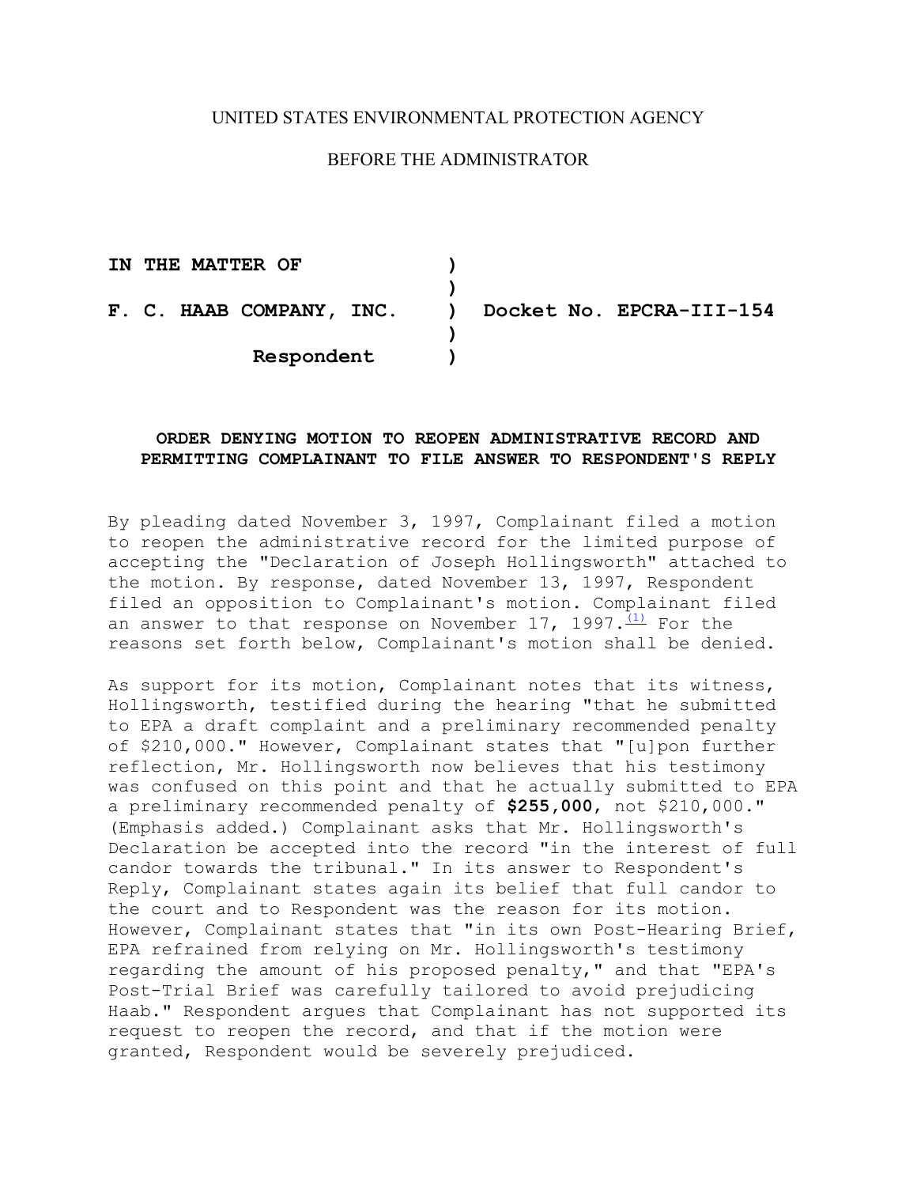UNITED STATES ENVIRONMENTAL PROTECTION AGENCY

BEFORE THE ADMINISTRATOR

| | | |
|---|---|---|
| **IN THE MATTER OF** | **)** | |
| | **)** | |
| **F. C. HAAB COMPANY, INC.** | **)** | **Docket No. EPCRA-III-154** |
| | **)** | |
| **Respondent** | **)** | |

**ORDER DENYING MOTION TO REOPEN ADMINISTRATIVE RECORD AND PERMITTING COMPLAINANT TO FILE ANSWER TO RESPONDENT'S REPLY**

By pleading dated November 3, 1997, Complainant filed a motion to reopen the administrative record for the limited purpose of accepting the "Declaration of Joseph Hollingsworth" attached to the motion. By response, dated November 13, 1997, Respondent filed an opposition to Complainant's motion. Complainant filed an answer to that response on November 17, 1997.[(1)] For the reasons set forth below, Complainant's motion shall be denied.

As support for its motion, Complainant notes that its witness, Hollingsworth, testified during the hearing "that he submitted to EPA a draft complaint and a preliminary recommended penalty of $210,000." However, Complainant states that "[u]pon further reflection, Mr. Hollingsworth now believes that his testimony was confused on this point and that he actually submitted to EPA a preliminary recommended penalty of **$255,000**, not $210,000." (Emphasis added.) Complainant asks that Mr. Hollingsworth's Declaration be accepted into the record "in the interest of full candor towards the tribunal." In its answer to Respondent's Reply, Complainant states again its belief that full candor to the court and to Respondent was the reason for its motion. However, Complainant states that "in its own Post-Hearing Brief, EPA refrained from relying on Mr. Hollingsworth's testimony regarding the amount of his proposed penalty," and that "EPA's Post-Trial Brief was carefully tailored to avoid prejudicing Haab." Respondent argues that Complainant has not supported its request to reopen the record, and that if the motion were granted, Respondent would be severely prejudiced.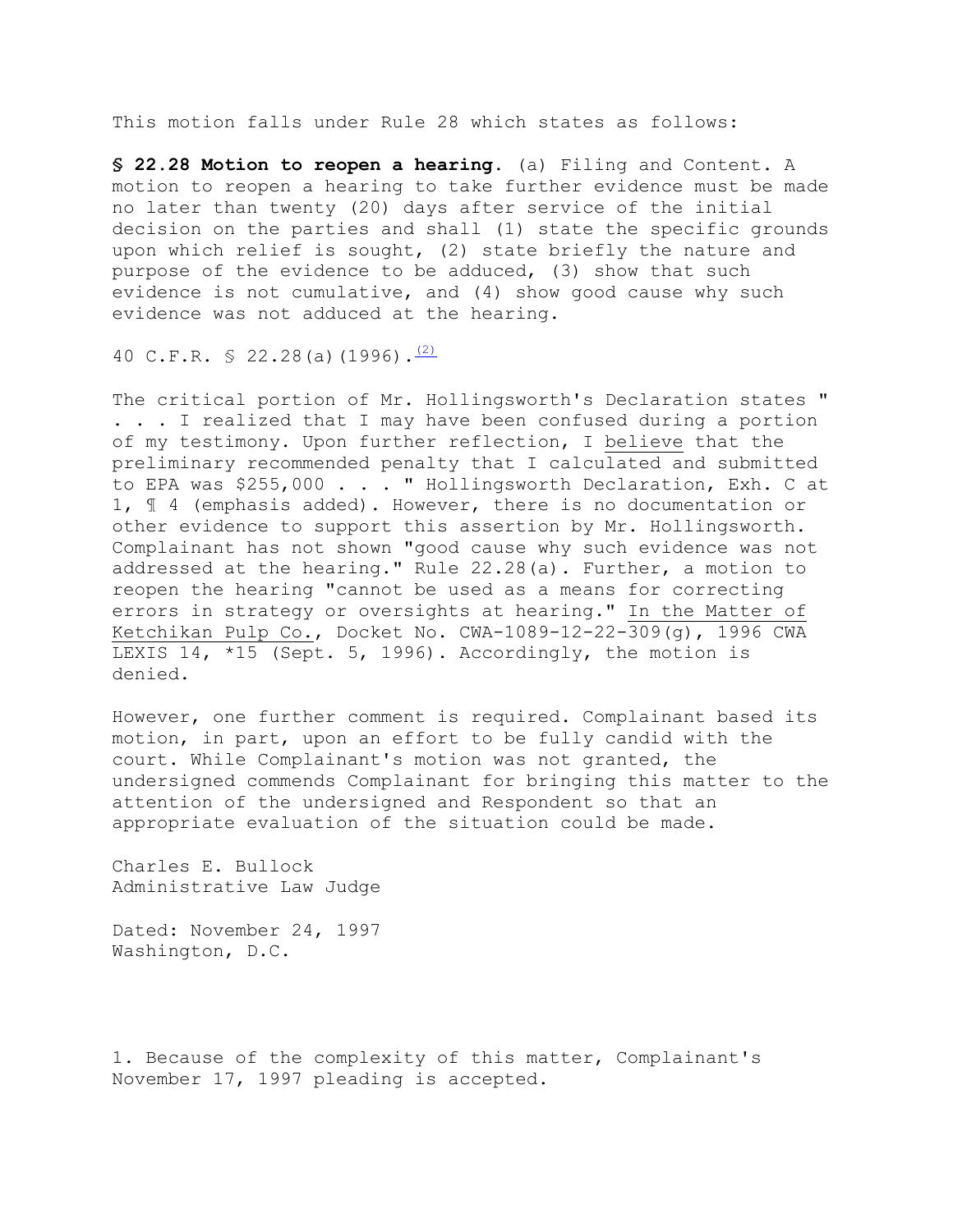This motion falls under Rule 28 which states as follows:

**§ 22.28 Motion to reopen a hearing.** (a) Filing and Content. A motion to reopen a hearing to take further evidence must be made no later than twenty (20) days after service of the initial decision on the parties and shall (1) state the specific grounds upon which relief is sought, (2) state briefly the nature and purpose of the evidence to be adduced, (3) show that such evidence is not cumulative, and (4) show good cause why such evidence was not adduced at the hearing.

40 C.F.R. § 22.28(a)(1996).[(2)]

The critical portion of Mr. Hollingsworth's Declaration states " . . . I realized that I may have been confused during a portion of my testimony. Upon further reflection, I believe that the preliminary recommended penalty that I calculated and submitted to EPA was $255,000 . . . " Hollingsworth Declaration, Exh. C at 1, ¶ 4 (emphasis added). However, there is no documentation or other evidence to support this assertion by Mr. Hollingsworth. Complainant has not shown "good cause why such evidence was not addressed at the hearing." Rule 22.28(a). Further, a motion to reopen the hearing "cannot be used as a means for correcting errors in strategy or oversights at hearing." In the Matter of Ketchikan Pulp Co., Docket No. CWA-1089-12-22-309(g), 1996 CWA LEXIS 14, *15 (Sept. 5, 1996). Accordingly, the motion is denied.

However, one further comment is required. Complainant based its motion, in part, upon an effort to be fully candid with the court. While Complainant's motion was not granted, the undersigned commends Complainant for bringing this matter to the attention of the undersigned and Respondent so that an appropriate evaluation of the situation could be made.

Charles E. Bullock
Administrative Law Judge

Dated: November 24, 1997
Washington, D.C.

1. Because of the complexity of this matter, Complainant's November 17, 1997 pleading is accepted.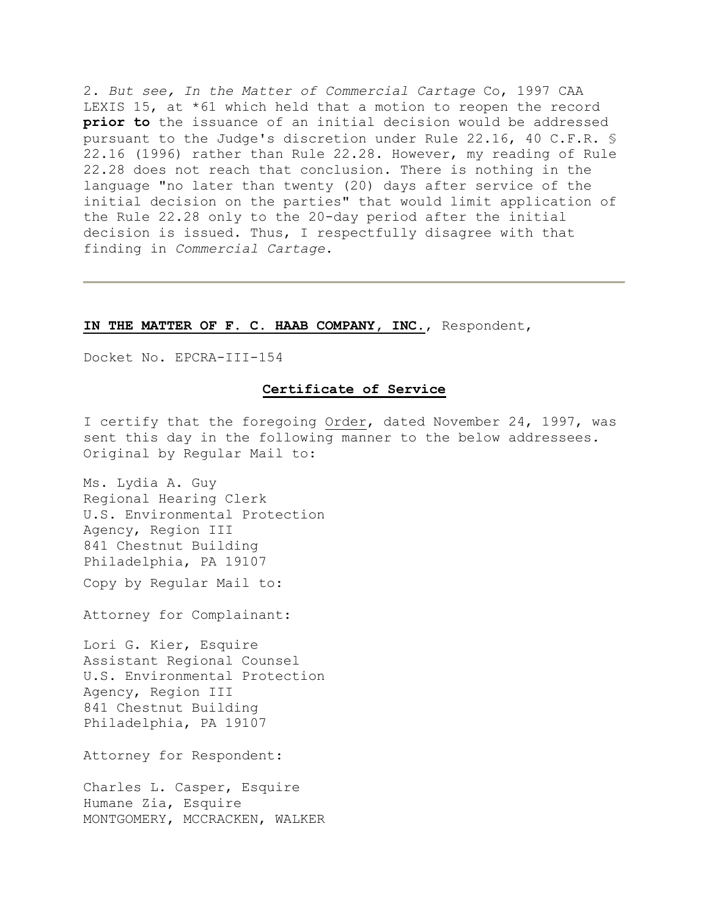2. *But see, In the Matter of Commercial Cartage* Co, 1997 CAA LEXIS 15, at *61 which held that a motion to reopen the record **prior to** the issuance of an initial decision would be addressed pursuant to the Judge's discretion under Rule 22.16, 40 C.F.R. § 22.16 (1996) rather than Rule 22.28. However, my reading of Rule 22.28 does not reach that conclusion. There is nothing in the language "no later than twenty (20) days after service of the initial decision on the parties" that would limit application of the Rule 22.28 only to the 20-day period after the initial decision is issued. Thus, I respectfully disagree with that finding in *Commercial Cartage*.

---

**IN THE MATTER OF F. C. HAAB COMPANY, INC.**, Respondent,

Docket No. EPCRA-III-154

**Certificate of Service**

I certify that the foregoing Order, dated November 24, 1997, was sent this day in the following manner to the below addressees.
Original by Regular Mail to:

Ms. Lydia A. Guy
Regional Hearing Clerk
U.S. Environmental Protection Agency, Region III
841 Chestnut Building
Philadelphia, PA 19107

Copy by Regular Mail to:

Attorney for Complainant:

Lori G. Kier, Esquire
Assistant Regional Counsel
U.S. Environmental Protection Agency, Region III
841 Chestnut Building
Philadelphia, PA 19107

Attorney for Respondent:

Charles L. Casper, Esquire
Humane Zia, Esquire
MONTGOMERY, MCCRACKEN, WALKER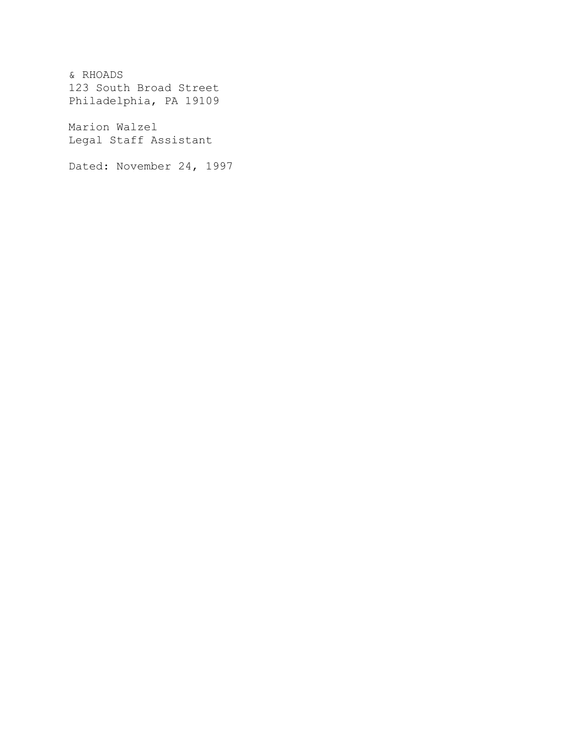& RHOADS
123 South Broad Street
Philadelphia, PA 19109

Marion Walzel
Legal Staff Assistant

Dated: November 24, 1997